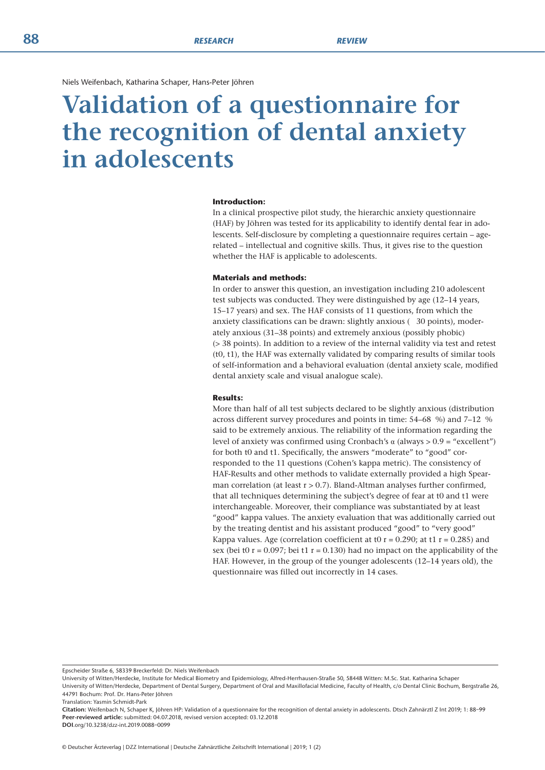Niels Weifenbach, Katharina Schaper, Hans-Peter Jöhren

# Validation of a questionnaire for the recognition of dental anxiety in adolescents

**Introduction:**

In a clinical prospective pilot study, the hierarchic anxiety questionnaire (HAF) by Jöhren was tested for its applicability to identify dental fear in adolescents. Self-disclosure by completing a questionnaire requires certain – age-related – intellectual and cognitive skills. Thus, it gives rise to the question whether the HAF is applicable to adolescents.

**Materials and methods:**

In order to answer this question, an investigation including 210 adolescent test subjects was conducted. They were distinguished by age (12–14 years, 15–17 years) and sex. The HAF consists of 11 questions, from which the anxiety classifications can be drawn: slightly anxious ( 30 points), moderately anxious (31–38 points) and extremely anxious (possibly phobic) (> 38 points). In addition to a review of the internal validity via test and retest (t0, t1), the HAF was externally validated by comparing results of similar tools of self-information and a behavioral evaluation (dental anxiety scale, modified dental anxiety scale and visual analogue scale).

**Results:**

More than half of all test subjects declared to be slightly anxious (distribution across different survey procedures and points in time: 54–68 %) and 7–12 % said to be extremely anxious. The reliability of the information regarding the level of anxiety was confirmed using Cronbach's $\alpha$ (always > 0.9 = "excellent") for both t0 and t1. Specifically, the answers "moderate" to "good" corresponded to the 11 questions (Cohen's kappa metric). The consistency of HAF-Results and other methods to validate externally provided a high Spearman correlation (at least $r > 0.7$). Bland-Altman analyses further confirmed, that all techniques determining the subject's degree of fear at t0 and t1 were interchangeable. Moreover, their compliance was substantiated by at least "good" kappa values. The anxiety evaluation that was additionally carried out by the treating dentist and his assistant produced "good" to "very good" Kappa values. Age (correlation coefficient at t0 $r = 0.290$; at t1 $r = 0.285$) and sex (bei t0 $r = 0.097$; bei t1 $r = 0.130$) had no impact on the applicability of the HAF. However, in the group of the younger adolescents (12–14 years old), the questionnaire was filled out incorrectly in 14 cases.

Epscheider Straße 6, 58339 Breckerfeld: Dr. Niels Weifenbach

University of Witten/Herdecke, Institute for Medical Biometry and Epidemiology, Alfred-Herrhausen-Straße 50, 58448 Witten: M.Sc. Stat. Katharina Schaper

University of Witten/Herdecke, Department of Dental Surgery, Department of Oral and Maxillofacial Medicine, Faculty of Health, c/o Dental Clinic Bochum, Bergstraße 26, 44791 Bochum: Prof. Dr. Hans-Peter Jöhren

Translation: Yasmin Schmidt-Park

**Citation:** Weifenbach N, Schaper K, Jöhren HP: Validation of a questionnaire for the recognition of dental anxiety in adolescents. Dtsch Zahnärztl Z Int 2019; 1: 88–99

**Peer-reviewed article:** submitted: 04.07.2018, revised version accepted: 03.12.2018

**DOI**.org/10.3238/dzz-int.2019.0088–0099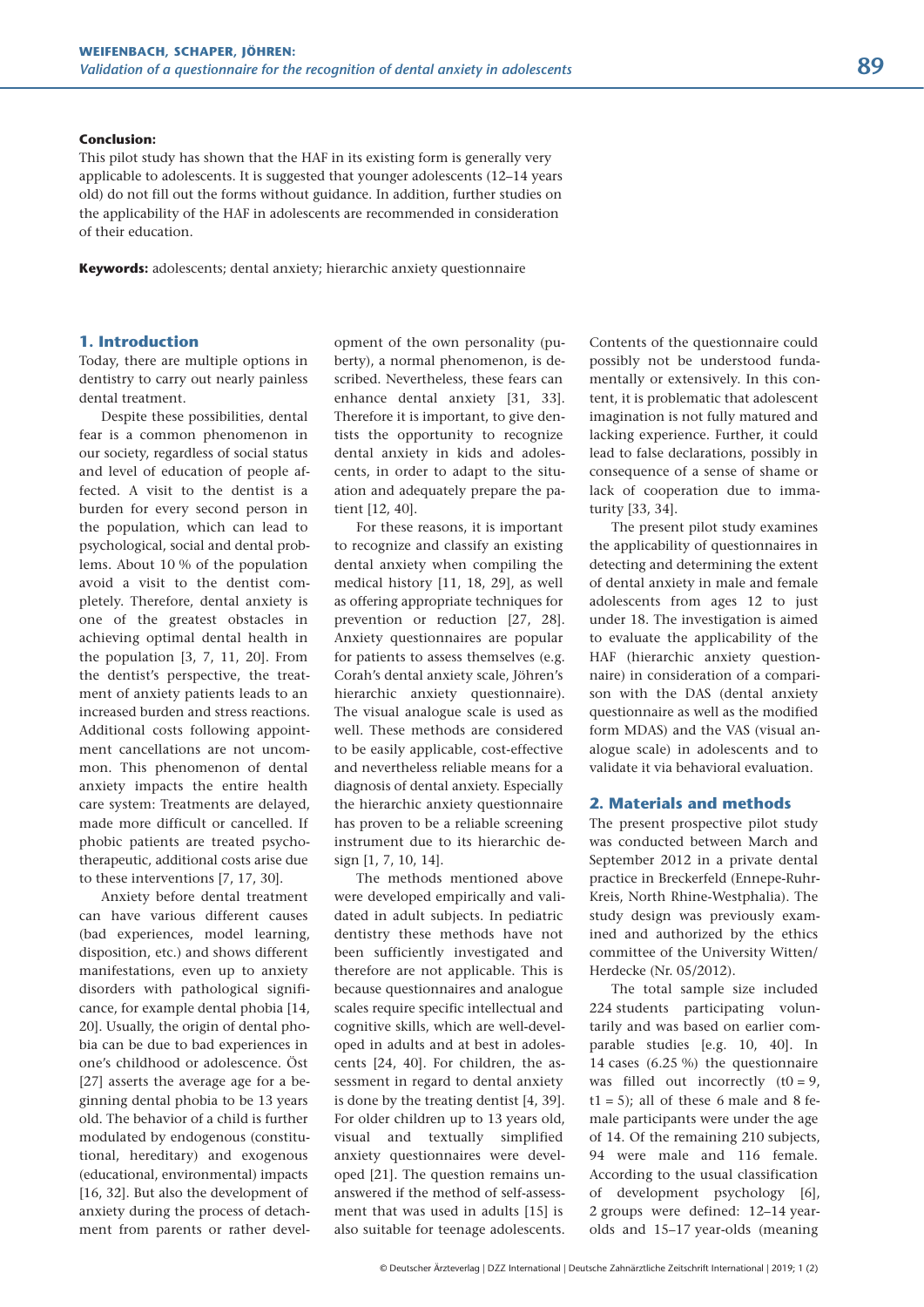**Conclusion:**
This pilot study has shown that the HAF in its existing form is generally very applicable to adolescents. It is suggested that younger adolescents (12–14 years old) do not fill out the forms without guidance. In addition, further studies on the applicability of the HAF in adolescents are recommended in consideration of their education.

**Keywords:** adolescents; dental anxiety; hierarchic anxiety questionnaire

## 1. Introduction

Today, there are multiple options in dentistry to carry out nearly painless dental treatment.

Despite these possibilities, dental fear is a common phenomenon in our society, regardless of social status and level of education of people affected. A visit to the dentist is a burden for every second person in the population, which can lead to psychological, social and dental problems. About 10 % of the population avoid a visit to the dentist completely. Therefore, dental anxiety is one of the greatest obstacles in achieving optimal dental health in the population [3, 7, 11, 20]. From the dentist's perspective, the treatment of anxiety patients leads to an increased burden and stress reactions. Additional costs following appointment cancellations are not uncommon. This phenomenon of dental anxiety impacts the entire health care system: Treatments are delayed, made more difficult or cancelled. If phobic patients are treated psychotherapeutic, additional costs arise due to these interventions [7, 17, 30].

Anxiety before dental treatment can have various different causes (bad experiences, model learning, disposition, etc.) and shows different manifestations, even up to anxiety disorders with pathological significance, for example dental phobia [14, 20]. Usually, the origin of dental phobia can be due to bad experiences in one's childhood or adolescence. Öst [27] asserts the average age for a beginning dental phobia to be 13 years old. The behavior of a child is further modulated by endogenous (constitutional, hereditary) and exogenous (educational, environmental) impacts [16, 32]. But also the development of anxiety during the process of detachment from parents or rather development of the own personality (puberty), a normal phenomenon, is described. Nevertheless, these fears can enhance dental anxiety [31, 33]. Therefore it is important, to give dentists the opportunity to recognize dental anxiety in kids and adolescents, in order to adapt to the situation and adequately prepare the patient [12, 40].

For these reasons, it is important to recognize and classify an existing dental anxiety when compiling the medical history [11, 18, 29], as well as offering appropriate techniques for prevention or reduction [27, 28]. Anxiety questionnaires are popular for patients to assess themselves (e.g. Corah's dental anxiety scale, Jöhren's hierarchic anxiety questionnaire). The visual analogue scale is used as well. These methods are considered to be easily applicable, cost-effective and nevertheless reliable means for a diagnosis of dental anxiety. Especially the hierarchic anxiety questionnaire has proven to be a reliable screening instrument due to its hierarchic design [1, 7, 10, 14].

The methods mentioned above were developed empirically and validated in adult subjects. In pediatric dentistry these methods have not been sufficiently investigated and therefore are not applicable. This is because questionnaires and analogue scales require specific intellectual and cognitive skills, which are well-developed in adults and at best in adolescents [24, 40]. For children, the assessment in regard to dental anxiety is done by the treating dentist [4, 39]. For older children up to 13 years old, visual and textually simplified anxiety questionnaires were developed [21]. The question remains unanswered if the method of self-assessment that was used in adults [15] is also suitable for teenage adolescents. Contents of the questionnaire could possibly not be understood fundamentally or extensively. In this context, it is problematic that adolescent imagination is not fully matured and lacking experience. Further, it could lead to false declarations, possibly in consequence of a sense of shame or lack of cooperation due to immaturity [33, 34].

The present pilot study examines the applicability of questionnaires in detecting and determining the extent of dental anxiety in male and female adolescents from ages 12 to just under 18. The investigation is aimed to evaluate the applicability of the HAF (hierarchic anxiety questionnaire) in consideration of a comparison with the DAS (dental anxiety questionnaire as well as the modified form MDAS) and the VAS (visual analogue scale) in adolescents and to validate it via behavioral evaluation.

## 2. Materials and methods

The present prospective pilot study was conducted between March and September 2012 in a private dental practice in Breckerfeld (Ennepe-Ruhr-Kreis, North Rhine-Westphalia). The study design was previously examined and authorized by the ethics committee of the University Witten/Herdecke (Nr. 05/2012).

The total sample size included 224 students participating voluntarily and was based on earlier comparable studies [e.g. 10, 40]. In 14 cases (6.25 %) the questionnaire was filled out incorrectly ($t0 = 9$, $t1 = 5$); all of these 6 male and 8 female participants were under the age of 14. Of the remaining 210 subjects, 94 were male and 116 female. According to the usual classification of development psychology [6], 2 groups were defined: 12–14 year-olds and 15–17 year-olds (meaning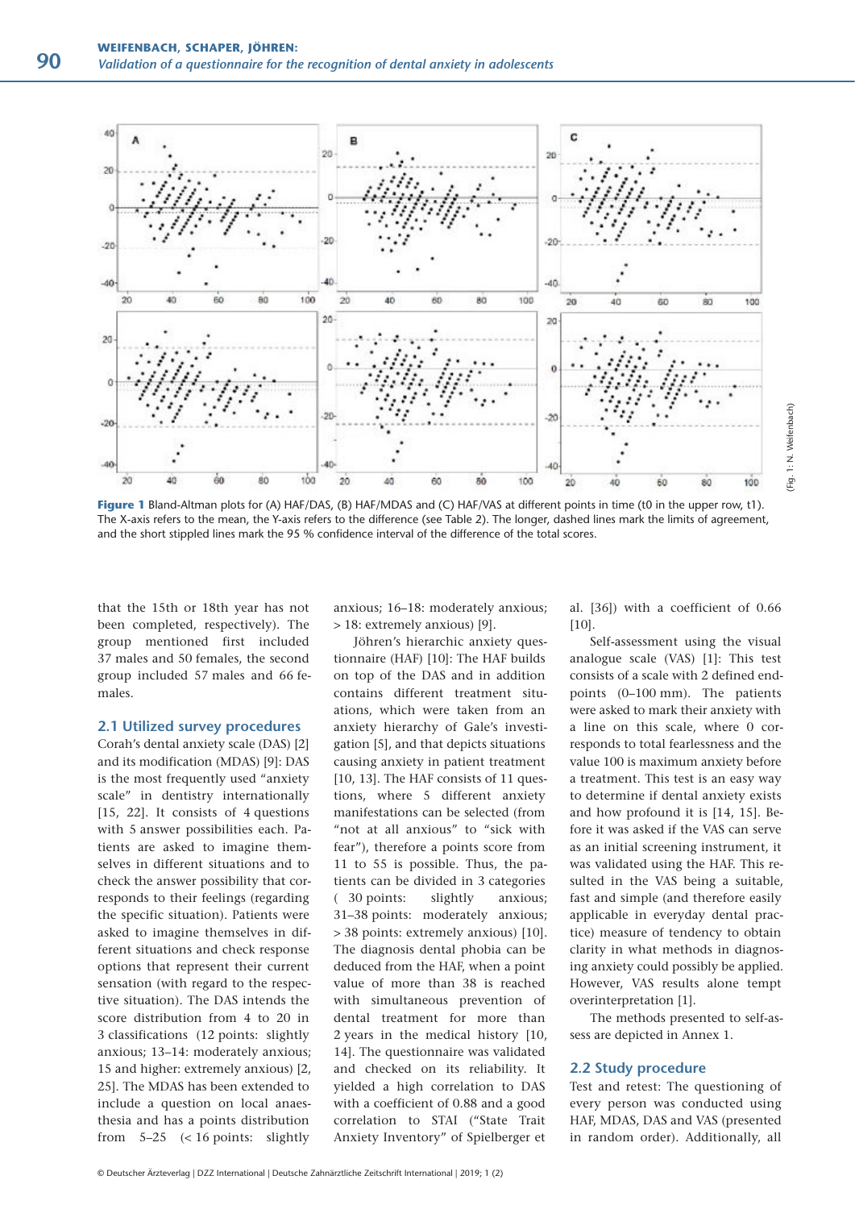Figure 1 Bland-Altman plots for (A) HAF/DAS, (B) HAF/MDAS and (C) HAF/VAS at different points in time (t0 in the upper row, t1). The X-axis refers to the mean, the Y-axis refers to the difference (see Table 2). The longer, dashed lines mark the limits of agreement, and the short stippled lines mark the 95 % confidence interval of the difference of the total scores.

(Fig. 1: N. Weifenbach)

that the 15th or 18th year has not been completed, respectively). The group mentioned first included 37 males and 50 females, the second group included 57 males and 66 females.

## 2.1 Utilized survey procedures

Corah's dental anxiety scale (DAS) [2] and its modification (MDAS) [9]: DAS is the most frequently used "anxiety scale" in dentistry internationally [15, 22]. It consists of 4 questions with 5 answer possibilities each. Patients are asked to imagine themselves in different situations and to check the answer possibility that corresponds to their feelings (regarding the specific situation). Patients were asked to imagine themselves in different situations and check response options that represent their current sensation (with regard to the respective situation). The DAS intends the score distribution from 4 to 20 in 3 classifications (12 points: slightly anxious; 13–14: moderately anxious; 15 and higher: extremely anxious) [2, 25]. The MDAS has been extended to include a question on local anaesthesia and has a points distribution from 5–25 (< 16 points: slightly anxious; 16–18: moderately anxious; > 18: extremely anxious) [9].

Jöhren's hierarchic anxiety questionnaire (HAF) [10]: The HAF builds on top of the DAS and in addition contains different treatment situations, which were taken from an anxiety hierarchy of Gale's investigation [5], and that depicts situations causing anxiety in patient treatment [10, 13]. The HAF consists of 11 questions, where 5 different anxiety manifestations can be selected (from "not at all anxious" to "sick with fear"), therefore a points score from 11 to 55 is possible. Thus, the patients can be divided in 3 categories ( 30 points: slightly anxious; 31–38 points: moderately anxious; > 38 points: extremely anxious) [10]. The diagnosis dental phobia can be deduced from the HAF, when a point value of more than 38 is reached with simultaneous prevention of dental treatment for more than 2 years in the medical history [10, 14]. The questionnaire was validated and checked on its reliability. It yielded a high correlation to DAS with a coefficient of 0.88 and a good correlation to STAI ("State Trait Anxiety Inventory" of Spielberger et al. [36]) with a coefficient of 0.66 [10].

Self-assessment using the visual analogue scale (VAS) [1]: This test consists of a scale with 2 defined endpoints (0–100 mm). The patients were asked to mark their anxiety with a line on this scale, where 0 corresponds to total fearlessness and the value 100 is maximum anxiety before a treatment. This test is an easy way to determine if dental anxiety exists and how profound it is [14, 15]. Before it was asked if the VAS can serve as an initial screening instrument, it was validated using the HAF. This resulted in the VAS being a suitable, fast and simple (and therefore easily applicable in everyday dental practice) measure of tendency to obtain clarity in what methods in diagnosing anxiety could possibly be applied. However, VAS results alone tempt overinterpretation [1].

The methods presented to self-assess are depicted in Annex 1.

## 2.2 Study procedure

Test and retest: The questioning of every person was conducted using HAF, MDAS, DAS and VAS (presented in random order). Additionally, all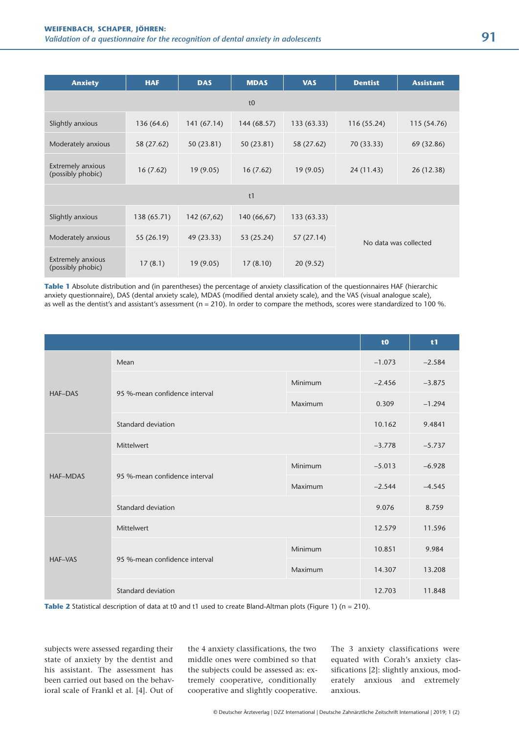| Anxiety | HAF | DAS | MDAS | VAS | Dentist | Assistant |
|---|---|---|---|---|---|---|
| t0 | | | | | | |
| Slightly anxious | 136 (64.6) | 141 (67.14) | 144 (68.57) | 133 (63.33) | 116 (55.24) | 115 (54.76) |
| Moderately anxious | 58 (27.62) | 50 (23.81) | 50 (23.81) | 58 (27.62) | 70 (33.33) | 69 (32.86) |
| Extremely anxious (possibly phobic) | 16 (7.62) | 19 (9.05) | 16 (7.62) | 19 (9.05) | 24 (11.43) | 26 (12.38) |
| t1 | | | | | | |
| Slightly anxious | 138 (65.71) | 142 (67,62) | 140 (66,67) | 133 (63.33) | No data was collected | |
| Moderately anxious | 55 (26.19) | 49 (23.33) | 53 (25.24) | 57 (27.14) | | |
| Extremely anxious (possibly phobic) | 17 (8.1) | 19 (9.05) | 17 (8.10) | 20 (9.52) | | |

**Table 1** Absolute distribution and (in parentheses) the percentage of anxiety classification of the questionnaires HAF (hierarchic anxiety questionnaire), DAS (dental anxiety scale), MDAS (modified dental anxiety scale), and the VAS (visual analogue scale), as well as the dentist's and assistant's assessment (n = 210). In order to compare the methods, scores were standardized to 100 %.

| | | | t0 | t1 |
|---|---|---|---|---|
| HAF–DAS | Mean | | –1.073 | –2.584 |
| | 95 %-mean confidence interval | Minimum | –2.456 | –3.875 |
| | | Maximum | 0.309 | –1.294 |
| | Standard deviation | | 10.162 | 9.4841 |
| HAF–MDAS | Mittelwert | | –3.778 | –5.737 |
| | 95 %-mean confidence interval | Minimum | –5.013 | –6.928 |
| | | Maximum | –2.544 | –4.545 |
| | Standard deviation | | 9.076 | 8.759 |
| HAF–VAS | Mittelwert | | 12.579 | 11.596 |
| | 95 %-mean confidence interval | Minimum | 10.851 | 9.984 |
| | | Maximum | 14.307 | 13.208 |
| | Standard deviation | | 12.703 | 11.848 |

**Table 2** Statistical description of data at t0 and t1 used to create Bland-Altman plots (Figure 1) (n = 210).

subjects were assessed regarding their state of anxiety by the dentist and his assistant. The assessment has been carried out based on the behavioral scale of Frankl et al. [4]. Out of the 4 anxiety classifications, the two middle ones were combined so that the subjects could be assessed as: extremely cooperative, conditionally cooperative and slightly cooperative. The 3 anxiety classifications were equated with Corah's anxiety classifications [2]: slightly anxious, moderately anxious and extremely anxious.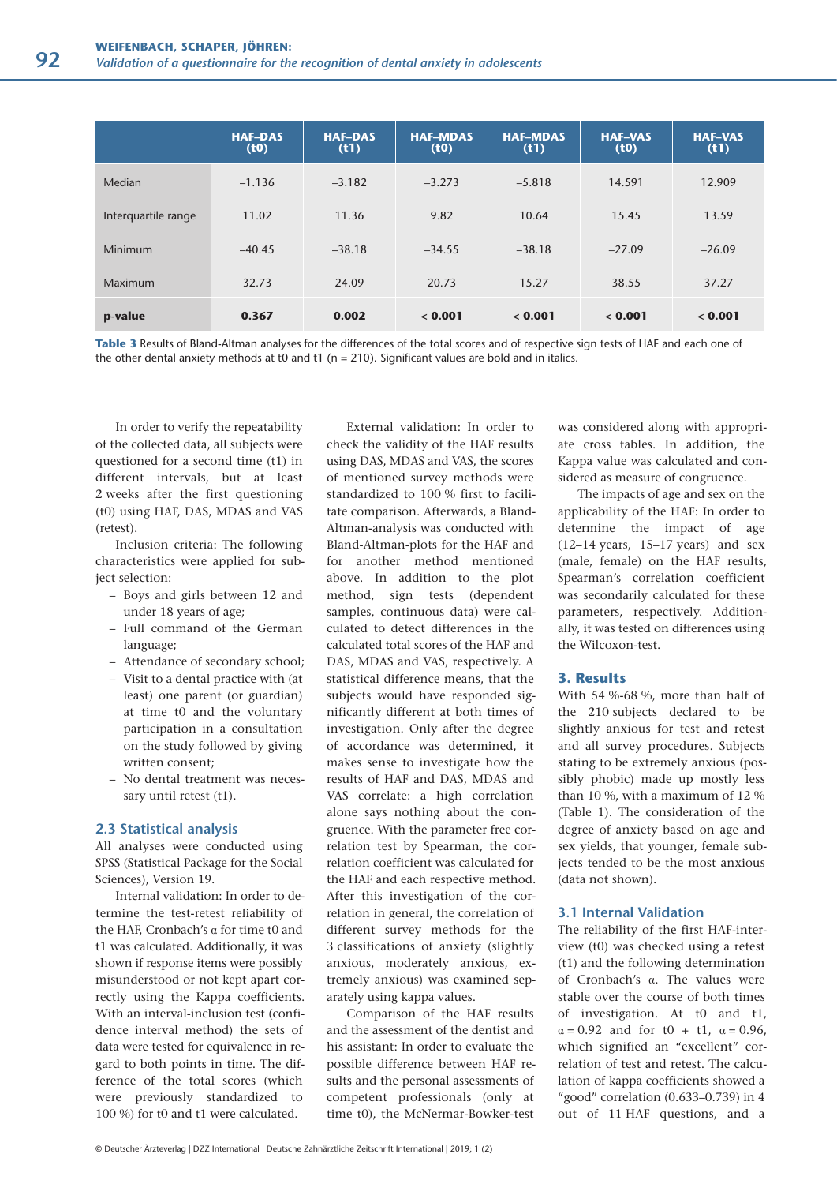| | HAF–DAS (t0) | HAF–DAS (t1) | HAF–MDAS (t0) | HAF–MDAS (t1) | HAF–VAS (t0) | HAF–VAS (t1) |
|---|---|---|---|---|---|---|
| Median | –1.136 | –3.182 | –3.273 | –5.818 | 14.591 | 12.909 |
| Interquartile range | 11.02 | 11.36 | 9.82 | 10.64 | 15.45 | 13.59 |
| Minimum | –40.45 | –38.18 | –34.55 | –38.18 | –27.09 | –26.09 |
| Maximum | 32.73 | 24.09 | 20.73 | 15.27 | 38.55 | 37.27 |
| **p-value** | **0.367** | **0.002** | **< 0.001** | **< 0.001** | **< 0.001** | **< 0.001** |

**Table 3** Results of Bland-Altman analyses for the differences of the total scores and of respective sign tests of HAF and each one of the other dental anxiety methods at t0 and t1 (n = 210). Significant values are bold and in italics.

In order to verify the repeatability of the collected data, all subjects were questioned for a second time (t1) in different intervals, but at least 2 weeks after the first questioning (t0) using HAF, DAS, MDAS and VAS (retest).

Inclusion criteria: The following characteristics were applied for subject selection:

- Boys and girls between 12 and under 18 years of age;
- Full command of the German language;
- Attendance of secondary school;
- Visit to a dental practice with (at least) one parent (or guardian) at time t0 and the voluntary participation in a consultation on the study followed by giving written consent;
- No dental treatment was necessary until retest (t1).

## 2.3 Statistical analysis

All analyses were conducted using SPSS (Statistical Package for the Social Sciences), Version 19.

Internal validation: In order to determine the test-retest reliability of the HAF, Cronbach's α for time t0 and t1 was calculated. Additionally, it was shown if response items were possibly misunderstood or not kept apart correctly using the Kappa coefficients. With an interval-inclusion test (confidence interval method) the sets of data were tested for equivalence in regard to both points in time. The difference of the total scores (which were previously standardized to 100 %) for t0 and t1 were calculated.

External validation: In order to check the validity of the HAF results using DAS, MDAS and VAS, the scores of mentioned survey methods were standardized to 100 % first to facilitate comparison. Afterwards, a Bland-Altman-analysis was conducted with Bland-Altman-plots for the HAF and for another method mentioned above. In addition to the plot method, sign tests (dependent samples, continuous data) were calculated to detect differences in the calculated total scores of the HAF and DAS, MDAS and VAS, respectively. A statistical difference means, that the subjects would have responded significantly different at both times of investigation. Only after the degree of accordance was determined, it makes sense to investigate how the results of HAF, DAS, MDAS and VAS correlate: a high correlation alone says nothing about the congruence. With the parameter free correlation test by Spearman, the correlation coefficient was calculated for the HAF and each respective method. After this investigation of the correlation in general, the correlation of different survey methods for the 3 classifications of anxiety (slightly anxious, moderately anxious, extremely anxious) was examined separately using kappa values.

Comparison of the HAF results and the assessment of the dentist and his assistant: In order to evaluate the possible difference between HAF results and the personal assessments of competent professionals (only at time t0), the McNermar-Bowker-test was considered along with appropriate cross tables. In addition, the Kappa value was calculated and considered as measure of congruence.

The impacts of age and sex on the applicability of the HAF: In order to determine the impact of age (12–14 years, 15–17 years) and sex (male, female) on the HAF results, Spearman's correlation coefficient was secondarily calculated for these parameters, respectively. Additionally, it was tested on differences using the Wilcoxon-test.

## 3. Results

With 54 %-68 %, more than half of the 210 subjects declared to be slightly anxious for test and retest and all survey procedures. Subjects stating to be extremely anxious (possibly phobic) made up mostly less than 10 %, with a maximum of 12 % (Table 1). The consideration of the degree of anxiety based on age and sex yields, that younger, female subjects tended to be the most anxious (data not shown).

### 3.1 Internal Validation

The reliability of the first HAF-interview (t0) was checked using a retest (t1) and the following determination of Cronbach's α. The values were stable over the course of both times of investigation. At t0 and t1, α = 0.92 and for t0 + t1, α = 0.96, which signified an "excellent" correlation of test and retest. The calculation of kappa coefficients showed a "good" correlation (0.633–0.739) in 4 out of 11 HAF questions, and a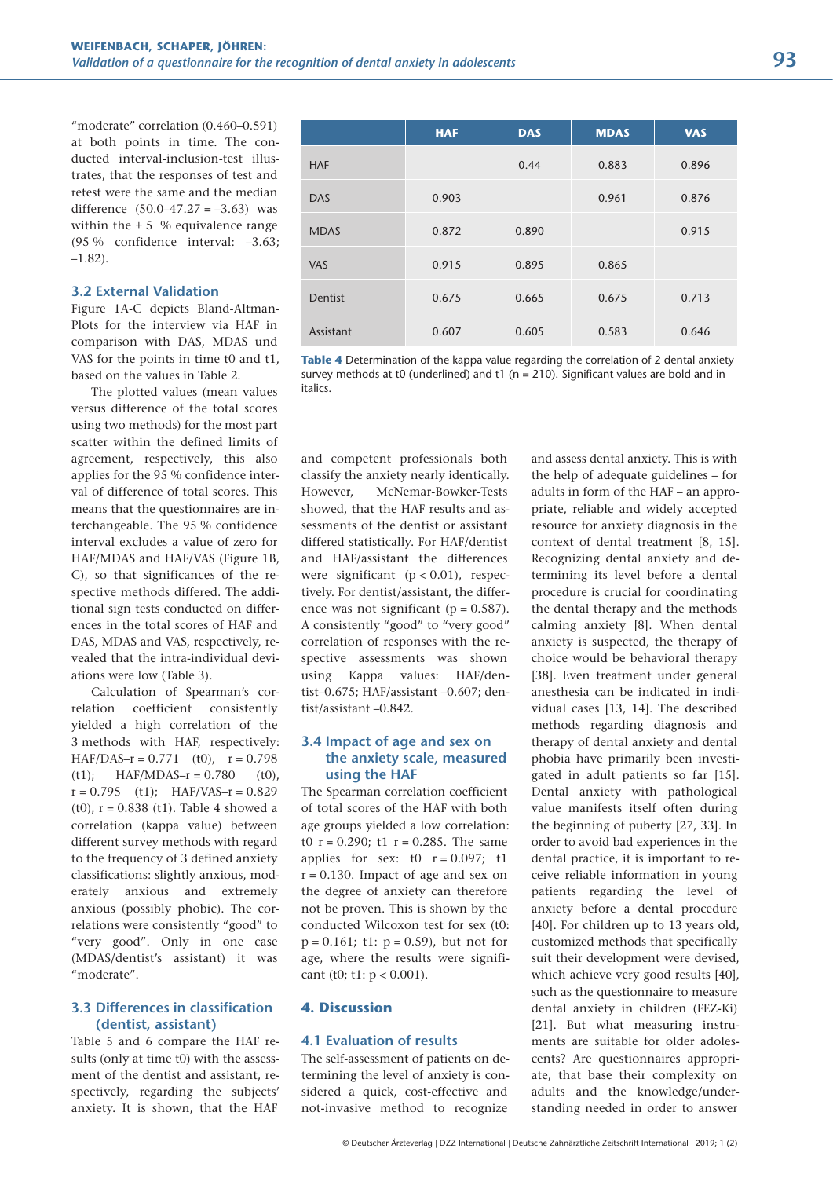"moderate" correlation (0.460–0.591) at both points in time. The conducted interval-inclusion-test illustrates, that the responses of test and retest were the same and the median difference (50.0–47.27 = –3.63) was within the ± 5 % equivalence range (95 % confidence interval: –3.63; –1.82).

## 3.2 External Validation

Figure 1A-C depicts Bland-Altman-Plots for the interview via HAF in comparison with DAS, MDAS und VAS for the points in time t0 and t1, based on the values in Table 2.

The plotted values (mean values versus difference of the total scores using two methods) for the most part scatter within the defined limits of agreement, respectively, this also applies for the 95 % confidence interval of difference of total scores. This means that the questionnaires are interchangeable. The 95 % confidence interval excludes a value of zero for HAF/MDAS and HAF/VAS (Figure 1B, C), so that significances of the respective methods differed. The additional sign tests conducted on differences in the total scores of HAF and DAS, MDAS and VAS, respectively, revealed that the intra-individual deviations were low (Table 3).

Calculation of Spearman's correlation coefficient consistently yielded a high correlation of the 3 methods with HAF, respectively: HAF/DAS–r = 0.771 (t0), r = 0.798 (t1); HAF/MDAS–r = 0.780 (t0), r = 0.795 (t1); HAF/VAS–r = 0.829 (t0), r = 0.838 (t1). Table 4 showed a correlation (kappa value) between different survey methods with regard to the frequency of 3 defined anxiety classifications: slightly anxious, moderately anxious and extremely anxious (possibly phobic). The correlations were consistently "good" to "very good". Only in one case (MDAS/dentist's assistant) it was "moderate".

|  | HAF | DAS | MDAS | VAS |
|---|---|---|---|---|
| HAF |  | 0.44 | 0.883 | 0.896 |
| DAS | 0.903 |  | 0.961 | 0.876 |
| MDAS | 0.872 | 0.890 |  | 0.915 |
| VAS | 0.915 | 0.895 | 0.865 |  |
| Dentist | 0.675 | 0.665 | 0.675 | 0.713 |
| Assistant | 0.607 | 0.605 | 0.583 | 0.646 |

**Table 4** Determination of the kappa value regarding the correlation of 2 dental anxiety survey methods at t0 (underlined) and t1 (n = 210). Significant values are bold and in italics.

## 3.3 Differences in classification (dentist, assistant)

Table 5 and 6 compare the HAF results (only at time t0) with the assessment of the dentist and assistant, respectively, regarding the subjects' anxiety. It is shown, that the HAF and competent professionals both classify the anxiety nearly identically. However, McNemar-Bowker-Tests showed, that the HAF results and assessments of the dentist or assistant differed statistically. For HAF/dentist and HAF/assistant the differences were significant ($p < 0.01$), respectively. For dentist/assistant, the difference was not significant ($p = 0.587$). A consistently "good" to "very good" correlation of responses with the respective assessments was shown using Kappa values: HAF/dentist–0.675; HAF/assistant –0.607; dentist/assistant –0.842.

## 3.4 Impact of age and sex on the anxiety scale, measured using the HAF

The Spearman correlation coefficient of total scores of the HAF with both age groups yielded a low correlation: t0 r = 0.290; t1 r = 0.285. The same applies for sex: t0 r = 0.097; t1 r = 0.130. Impact of age and sex on the degree of anxiety can therefore not be proven. This is shown by the conducted Wilcoxon test for sex (t0: $p = 0.161$; t1: $p = 0.59$), but not for age, where the results were significant (t0; t1: $p < 0.001$).

# 4. Discussion

## 4.1 Evaluation of results

The self-assessment of patients on determining the level of anxiety is considered a quick, cost-effective and not-invasive method to recognize and assess dental anxiety. This is with the help of adequate guidelines – for adults in form of the HAF – an appropriate, reliable and widely accepted resource for anxiety diagnosis in the context of dental treatment [8, 15]. Recognizing dental anxiety and determining its level before a dental procedure is crucial for coordinating the dental therapy and the methods calming anxiety [8]. When dental anxiety is suspected, the therapy of choice would be behavioral therapy [38]. Even treatment under general anesthesia can be indicated in individual cases [13, 14]. The described methods regarding diagnosis and therapy of dental anxiety and dental phobia have primarily been investigated in adult patients so far [15]. Dental anxiety with pathological value manifests itself often during the beginning of puberty [27, 33]. In order to avoid bad experiences in the dental practice, it is important to receive reliable information in young patients regarding the level of anxiety before a dental procedure [40]. For children up to 13 years old, customized methods that specifically suit their development were devised, which achieve very good results [40], such as the questionnaire to measure dental anxiety in children (FEZ-Ki) [21]. But what measuring instruments are suitable for older adolescents? Are questionnaires appropriate, that base their complexity on adults and the knowledge/understanding needed in order to answer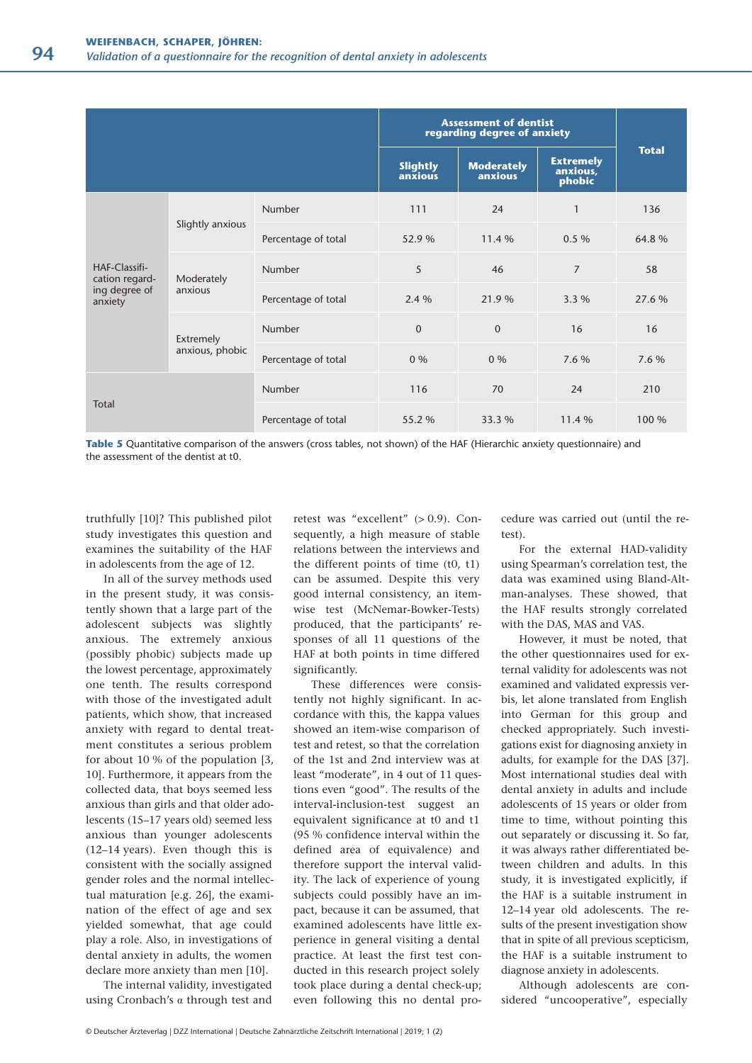| | | | Assessment of dentist regarding degree of anxiety | | | Total |
|---|---|---|---|---|---|---|
| | | | Slightly anxious | Moderately anxious | Extremely anxious, phobic | |
| HAF-Classification regarding degree of anxiety | Slightly anxious | Number | 111 | 24 | 1 | 136 |
| | | Percentage of total | 52.9 % | 11.4 % | 0.5 % | 64.8 % |
| | Moderately anxious | Number | 5 | 46 | 7 | 58 |
| | | Percentage of total | 2.4 % | 21.9 % | 3.3 % | 27.6 % |
| | Extremely anxious, phobic | Number | 0 | 0 | 16 | 16 |
| | | Percentage of total | 0 % | 0 % | 7.6 % | 7.6 % |
| Total | | Number | 116 | 70 | 24 | 210 |
| | | Percentage of total | 55.2 % | 33.3 % | 11.4 % | 100 % |

**Table 5** Quantitative comparison of the answers (cross tables, not shown) of the HAF (Hierarchic anxiety questionnaire) and the assessment of the dentist at t0.

truthfully [10]? This published pilot study investigates this question and examines the suitability of the HAF in adolescents from the age of 12.

In all of the survey methods used in the present study, it was consistently shown that a large part of the adolescent subjects was slightly anxious. The extremely anxious (possibly phobic) subjects made up the lowest percentage, approximately one tenth. The results correspond with those of the investigated adult patients, which show, that increased anxiety with regard to dental treatment constitutes a serious problem for about 10 % of the population [3, 10]. Furthermore, it appears from the collected data, that boys seemed less anxious than girls and that older adolescents (15–17 years old) seemed less anxious than younger adolescents (12–14 years). Even though this is consistent with the socially assigned gender roles and the normal intellectual maturation [e.g. 26], the examination of the effect of age and sex yielded somewhat, that age could play a role. Also, in investigations of dental anxiety in adults, the women declare more anxiety than men [10].

The internal validity, investigated using Cronbach's α through test and retest was "excellent" (> 0.9). Consequently, a high measure of stable relations between the interviews and the different points of time (t0, t1) can be assumed. Despite this very good internal consistency, an item-wise test (McNemar-Bowker-Tests) produced, that the participants' responses of all 11 questions of the HAF at both points in time differed significantly.

These differences were consistently not highly significant. In accordance with this, the kappa values showed an item-wise comparison of test and retest, so that the correlation of the 1st and 2nd interview was at least "moderate", in 4 out of 11 questions even "good". The results of the interval-inclusion-test suggest an equivalent significance at t0 and t1 (95 % confidence interval within the defined area of equivalence) and therefore support the interval validity. The lack of experience of young subjects could possibly have an impact, because it can be assumed, that examined adolescents have little experience in general visiting a dental practice. At least the first test conducted in this research project solely took place during a dental check-up; even following this no dental procedure was carried out (until the retest).

For the external HAD-validity using Spearman's correlation test, the data was examined using Bland-Altman-analyses. These showed, that the HAF results strongly correlated with the DAS, MAS and VAS.

However, it must be noted, that the other questionnaires used for external validity for adolescents was not examined and validated expressis verbis, let alone translated from English into German for this group and checked appropriately. Such investigations exist for diagnosing anxiety in adults, for example for the DAS [37]. Most international studies deal with dental anxiety in adults and include adolescents of 15 years or older from time to time, without pointing this out separately or discussing it. So far, it was always rather differentiated between children and adults. In this study, it is investigated explicitly, if the HAF is a suitable instrument in 12–14 year old adolescents. The results of the present investigation show that in spite of all previous scepticism, the HAF is a suitable instrument to diagnose anxiety in adolescents.

Although adolescents are considered "uncooperative", especially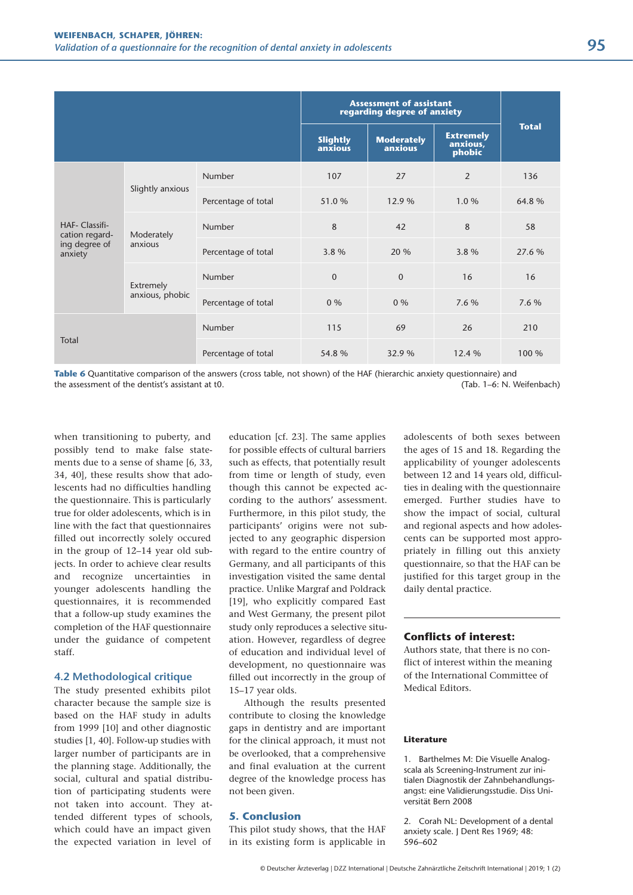| | | | Assessment of assistant regarding degree of anxiety | | | Total |
|---|---|---|---|---|---|---|
| | | | Slightly anxious | Moderately anxious | Extremely anxious, phobic | |
| HAF- Classification regarding degree of anxiety | Slightly anxious | Number | 107 | 27 | 2 | 136 |
| | | Percentage of total | 51.0 % | 12.9 % | 1.0 % | 64.8 % |
| | Moderately anxious | Number | 8 | 42 | 8 | 58 |
| | | Percentage of total | 3.8 % | 20 % | 3.8 % | 27.6 % |
| | Extremely anxious, phobic | Number | 0 | 0 | 16 | 16 |
| | | Percentage of total | 0 % | 0 % | 7.6 % | 7.6 % |
| Total | | Number | 115 | 69 | 26 | 210 |
| | | Percentage of total | 54.8 % | 32.9 % | 12.4 % | 100 % |

**Table 6** Quantitative comparison of the answers (cross table, not shown) of the HAF (hierarchic anxiety questionnaire) and the assessment of the dentist's assistant at t0. (Tab. 1–6: N. Weifenbach)

when transitioning to puberty, and possibly tend to make false statements due to a sense of shame [6, 33, 34, 40], these results show that adolescents had no difficulties handling the questionnaire. This is particularly true for older adolescents, which is in line with the fact that questionnaires filled out incorrectly solely occured in the group of 12–14 year old subjects. In order to achieve clear results and recognize uncertainties in younger adolescents handling the questionnaires, it is recommended that a follow-up study examines the completion of the HAF questionnaire under the guidance of competent staff.

## 4.2 Methodological critique

The study presented exhibits pilot character because the sample size is based on the HAF study in adults from 1999 [10] and other diagnostic studies [1, 40]. Follow-up studies with larger number of participants are in the planning stage. Additionally, the social, cultural and spatial distribution of participating students were not taken into account. They attended different types of schools, which could have an impact given the expected variation in level of education [cf. 23]. The same applies for possible effects of cultural barriers such as effects, that potentially result from time or length of study, even though this cannot be expected according to the authors' assessment. Furthermore, in this pilot study, the participants' origins were not subjected to any geographic dispersion with regard to the entire country of Germany, and all participants of this investigation visited the same dental practice. Unlike Margraf and Poldrack [19], who explicitly compared East and West Germany, the present pilot study only reproduces a selective situation. However, regardless of degree of education and individual level of development, no questionnaire was filled out incorrectly in the group of 15–17 year olds.

Although the results presented contribute to closing the knowledge gaps in dentistry and are important for the clinical approach, it must not be overlooked, that a comprehensive and final evaluation at the current degree of the knowledge process has not been given.

## 5. Conclusion

This pilot study shows, that the HAF in its existing form is applicable in adolescents of both sexes between the ages of 15 and 18. Regarding the applicability of younger adolescents between 12 and 14 years old, difficulties in dealing with the questionnaire emerged. Further studies have to show the impact of social, cultural and regional aspects and how adolescents can be supported most appropriately in filling out this anxiety questionnaire, so that the HAF can be justified for this target group in the daily dental practice.

### Conflicts of interest:

Authors state, that there is no conflict of interest within the meaning of the International Committee of Medical Editors.

#### Literature

1. Barthelmes M: Die Visuelle Analogscala als Screening-Instrument zur initialen Diagnostik der Zahnbehandlungsangst: eine Validierungsstudie. Diss Universität Bern 2008

2. Corah NL: Development of a dental anxiety scale. J Dent Res 1969; 48: 596–602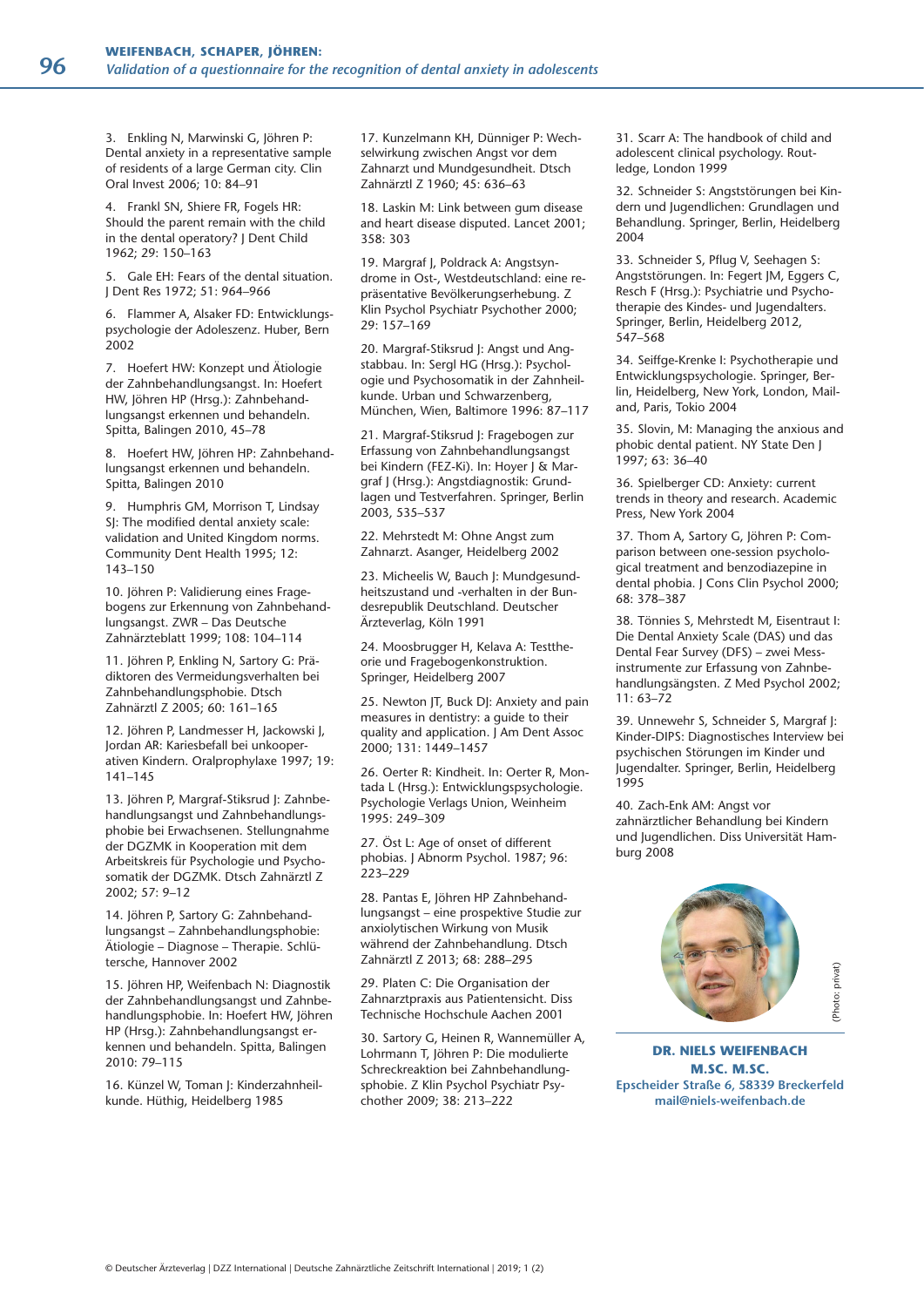3. Enkling N, Marwinski G, Jöhren P: Dental anxiety in a representative sample of residents of a large German city. Clin Oral Invest 2006; 10: 84–91

4. Frankl SN, Shiere FR, Fogels HR: Should the parent remain with the child in the dental operatory? J Dent Child 1962; 29: 150–163

5. Gale EH: Fears of the dental situation. J Dent Res 1972; 51: 964–966

6. Flammer A, Alsaker FD: Entwicklungspsychologie der Adoleszenz. Huber, Bern 2002

7. Hoefert HW: Konzept und Ätiologie der Zahnbehandlungsangst. In: Hoefert HW, Jöhren HP (Hrsg.): Zahnbehandlungsangst erkennen und behandeln. Spitta, Balingen 2010, 45–78

8. Hoefert HW, Jöhren HP: Zahnbehandlungsangst erkennen und behandeln. Spitta, Balingen 2010

9. Humphris GM, Morrison T, Lindsay SJ: The modified dental anxiety scale: validation and United Kingdom norms. Community Dent Health 1995; 12: 143–150

10. Jöhren P: Validierung eines Fragebogens zur Erkennung von Zahnbehandlungsangst. ZWR – Das Deutsche Zahnärzteblatt 1999; 108: 104–114

11. Jöhren P, Enkling N, Sartory G: Prädiktoren des Vermeidungsverhalten bei Zahnbehandlungsphobie. Dtsch Zahnärztl Z 2005; 60: 161–165

12. Jöhren P, Landmesser H, Jackowski J, Jordan AR: Kariesbefall bei unkooperativen Kindern. Oralprophylaxe 1997; 19: 141–145

13. Jöhren P, Margraf-Stiksrud J: Zahnbehandlungsangst und Zahnbehandlungsphobie bei Erwachsenen. Stellungnahme der DGZMK in Kooperation mit dem Arbeitskreis für Psychologie und Psychosomatik der DGZMK. Dtsch Zahnärztl Z 2002; 57: 9–12

14. Jöhren P, Sartory G: Zahnbehandlungsangst – Zahnbehandlungsphobie: Ätiologie – Diagnose – Therapie. Schlütersche, Hannover 2002

15. Jöhren HP, Weifenbach N: Diagnostik der Zahnbehandlungsangst und Zahnbehandlungsphobie. In: Hoefert HW, Jöhren HP (Hrsg.): Zahnbehandlungsangst erkennen und behandeln. Spitta, Balingen 2010: 79–115

16. Künzel W, Toman J: Kinderzahnheilkunde. Hüthig, Heidelberg 1985

17. Kunzelmann KH, Dünniger P: Wechselwirkung zwischen Angst vor dem Zahnarzt und Mundgesundheit. Dtsch Zahnärztl Z 1960; 45: 636–63

18. Laskin M: Link between gum disease and heart disease disputed. Lancet 2001; 358: 303

19. Margraf J, Poldrack A: Angstsyndrome in Ost-, Westdeutschland: eine repräsentative Bevölkerungserhebung. Z Klin Psychol Psychiatr Psychother 2000; 29: 157–169

20. Margraf-Stiksrud J: Angst und Angstabbau. In: Sergl HG (Hrsg.): Psychologie und Psychosomatik in der Zahnheilkunde. Urban und Schwarzenberg, München, Wien, Baltimore 1996: 87–117

21. Margraf-Stiksrud J: Fragebogen zur Erfassung von Zahnbehandlungsangst bei Kindern (FEZ-Ki). In: Hoyer J & Margraf J (Hrsg.): Angstdiagnostik: Grundlagen und Testverfahren. Springer, Berlin 2003, 535–537

22. Mehrstedt M: Ohne Angst zum Zahnarzt. Asanger, Heidelberg 2002

23. Micheelis W, Bauch J: Mundgesundheitszustand und -verhalten in der Bundesrepublik Deutschland. Deutscher Ärzteverlag, Köln 1991

24. Moosbrugger H, Kelava A: Testtheorie und Fragebogenkonstruktion. Springer, Heidelberg 2007

25. Newton JT, Buck DJ: Anxiety and pain measures in dentistry: a guide to their quality and application. J Am Dent Assoc 2000; 131: 1449–1457

26. Oerter R: Kindheit. In: Oerter R, Montada L (Hrsg.): Entwicklungspsychologie. Psychologie Verlags Union, Weinheim 1995: 249–309

27. Öst L: Age of onset of different phobias. J Abnorm Psychol. 1987; 96: 223–229

28. Pantas E, Jöhren HP Zahnbehandlungsangst – eine prospektive Studie zur anxiolytischen Wirkung von Musik während der Zahnbehandlung. Dtsch Zahnärztl Z 2013; 68: 288–295

29. Platen C: Die Organisation der Zahnarztpraxis aus Patientensicht. Diss Technische Hochschule Aachen 2001

30. Sartory G, Heinen R, Wannemüller A, Lohrmann T, Jöhren P: Die modulierte Schreckreaktion bei Zahnbehandlungsphobie. Z Klin Psychol Psychiatr Psychother 2009; 38: 213–222

31. Scarr A: The handbook of child and adolescent clinical psychology. Routledge, London 1999

32. Schneider S: Angststörungen bei Kindern und Jugendlichen: Grundlagen und Behandlung. Springer, Berlin, Heidelberg 2004

33. Schneider S, Pflug V, Seehagen S: Angststörungen. In: Fegert JM, Eggers C, Resch F (Hrsg.): Psychiatrie und Psychotherapie des Kindes- und Jugendalters. Springer, Berlin, Heidelberg 2012, 547–568

34. Seiffge-Krenke I: Psychotherapie und Entwicklungspsychologie. Springer, Berlin, Heidelberg, New York, London, Mailand, Paris, Tokio 2004

35. Slovin, M: Managing the anxious and phobic dental patient. NY State Den J 1997; 63: 36–40

36. Spielberger CD: Anxiety: current trends in theory and research. Academic Press, New York 2004

37. Thom A, Sartory G, Jöhren P: Comparison between one-session psychological treatment and benzodiazepine in dental phobia. J Cons Clin Psychol 2000; 68: 378–387

38. Tönnies S, Mehrstedt M, Eisentraut I: Die Dental Anxiety Scale (DAS) und das Dental Fear Survey (DFS) – zwei Messinstrumente zur Erfassung von Zahnbehandlungsängsten. Z Med Psychol 2002; 11: 63–72

39. Unnewehr S, Schneider S, Margraf J: Kinder-DIPS: Diagnostisches Interview bei psychischen Störungen im Kinder und Jugendalter. Springer, Berlin, Heidelberg 1995

40. Zach-Enk AM: Angst vor zahnärztlicher Behandlung bei Kindern und Jugendlichen. Diss Universität Hamburg 2008

(Photo: privat)

**DR. NIELS WEIFENBACH M.SC. M.SC.**
Epscheider Straße 6, 58339 Breckerfeld
mail@niels-weifenbach.de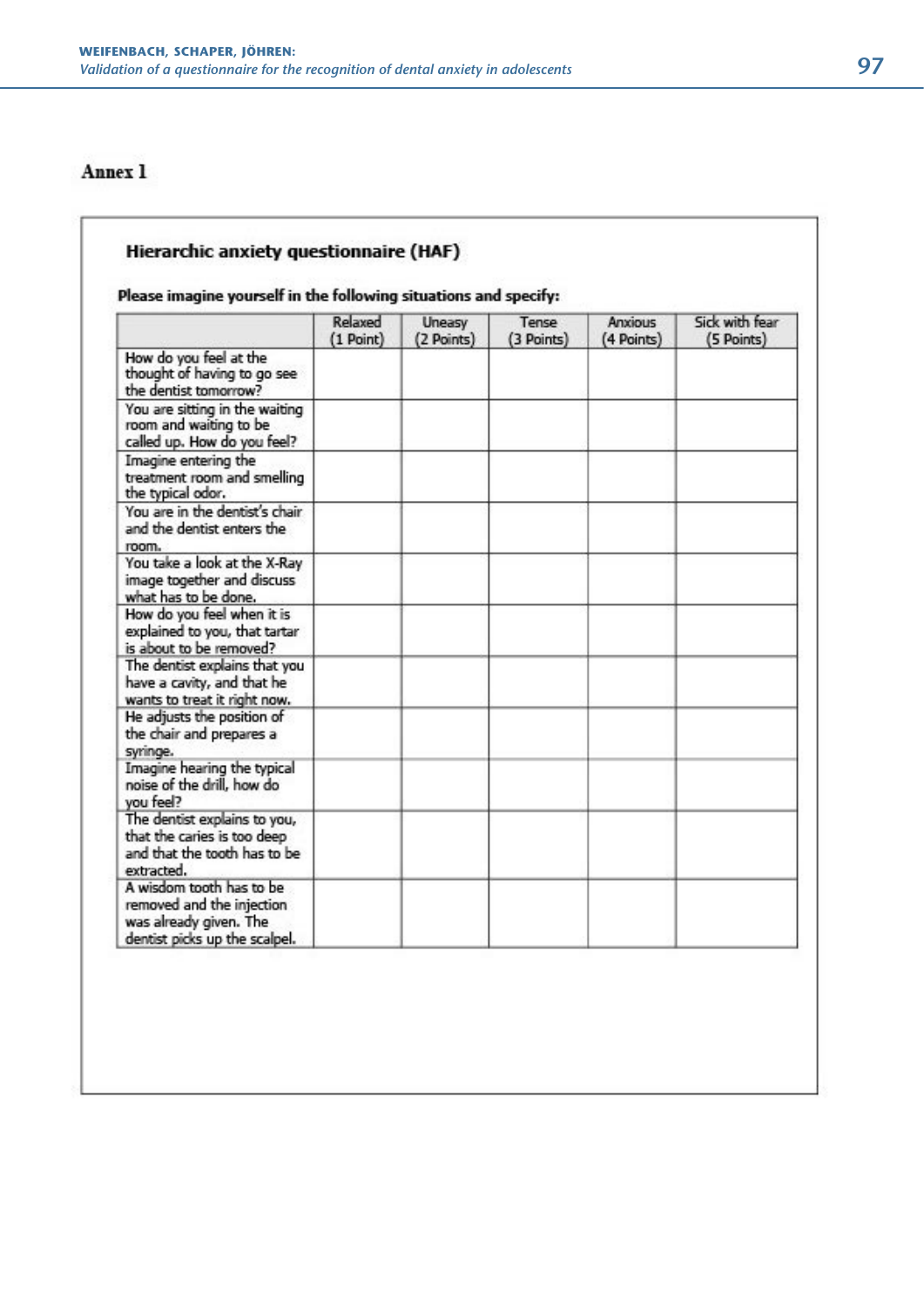## Annex 1

### Hierarchic anxiety questionnaire (HAF)

**Please imagine yourself in the following situations and specify:**

| | Relaxed (1 Point) | Uneasy (2 Points) | Tense (3 Points) | Anxious (4 Points) | Sick with fear (5 Points) |
|---|---|---|---|---|---|
| How do you feel at the thought of having to go see the dentist tomorrow? | | | | | |
| You are sitting in the waiting room and waiting to be called up. How do you feel? | | | | | |
| Imagine entering the treatment room and smelling the typical odor. | | | | | |
| You are in the dentist's chair and the dentist enters the room. | | | | | |
| You take a look at the X-Ray image together and discuss what has to be done. | | | | | |
| How do you feel when it is explained to you, that tartar is about to be removed? | | | | | |
| The dentist explains that you have a cavity, and that he wants to treat it right now. | | | | | |
| He adjusts the position of the chair and prepares a syringe. | | | | | |
| Imagine hearing the typical noise of the drill, how do you feel? | | | | | |
| The dentist explains to you, that the caries is too deep and that the tooth has to be extracted. | | | | | |
| A wisdom tooth has to be removed and the injection was already given. The dentist picks up the scalpel. | | | | | |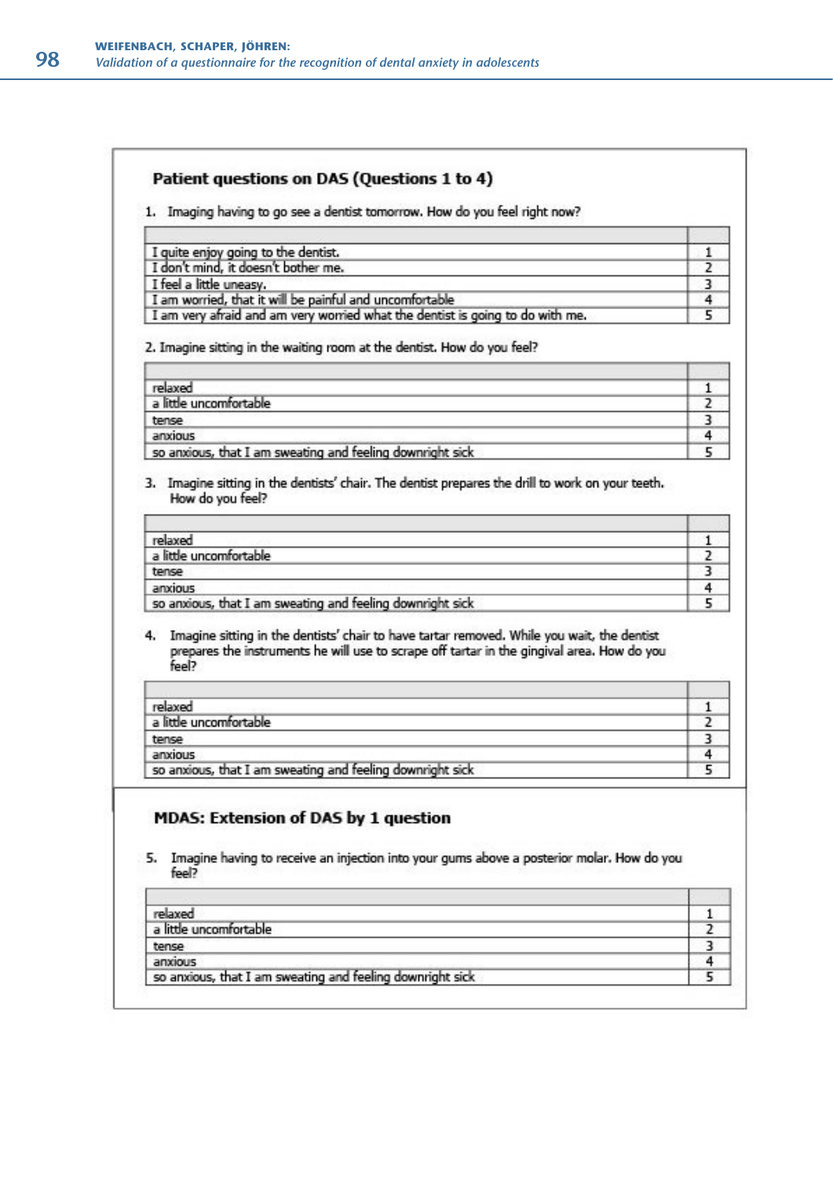### Patient questions on DAS (Questions 1 to 4)

1. Imaging having to go see a dentist tomorrow. How do you feel right now?

| | |
|---|---|
| I quite enjoy going to the dentist. | 1 |
| I don't mind, it doesn't bother me. | 2 |
| I feel a little uneasy. | 3 |
| I am worried, that it will be painful and uncomfortable | 4 |
| I am very afraid and am very worried what the dentist is going to do with me. | 5 |

2. Imagine sitting in the waiting room at the dentist. How do you feel?

| | |
|---|---|
| relaxed | 1 |
| a little uncomfortable | 2 |
| tense | 3 |
| anxious | 4 |
| so anxious, that I am sweating and feeling downright sick | 5 |

3. Imagine sitting in the dentists' chair. The dentist prepares the drill to work on your teeth. How do you feel?

| | |
|---|---|
| relaxed | 1 |
| a little uncomfortable | 2 |
| tense | 3 |
| anxious | 4 |
| so anxious, that I am sweating and feeling downright sick | 5 |

4. Imagine sitting in the dentists' chair to have tartar removed. While you wait, the dentist prepares the instruments he will use to scrape off tartar in the gingival area. How do you feel?

| | |
|---|---|
| relaxed | 1 |
| a little uncomfortable | 2 |
| tense | 3 |
| anxious | 4 |
| so anxious, that I am sweating and feeling downright sick | 5 |

### MDAS: Extension of DAS by 1 question

5. Imagine having to receive an injection into your gums above a posterior molar. How do you feel?

| | |
|---|---|
| relaxed | 1 |
| a little uncomfortable | 2 |
| tense | 3 |
| anxious | 4 |
| so anxious, that I am sweating and feeling downright sick | 5 |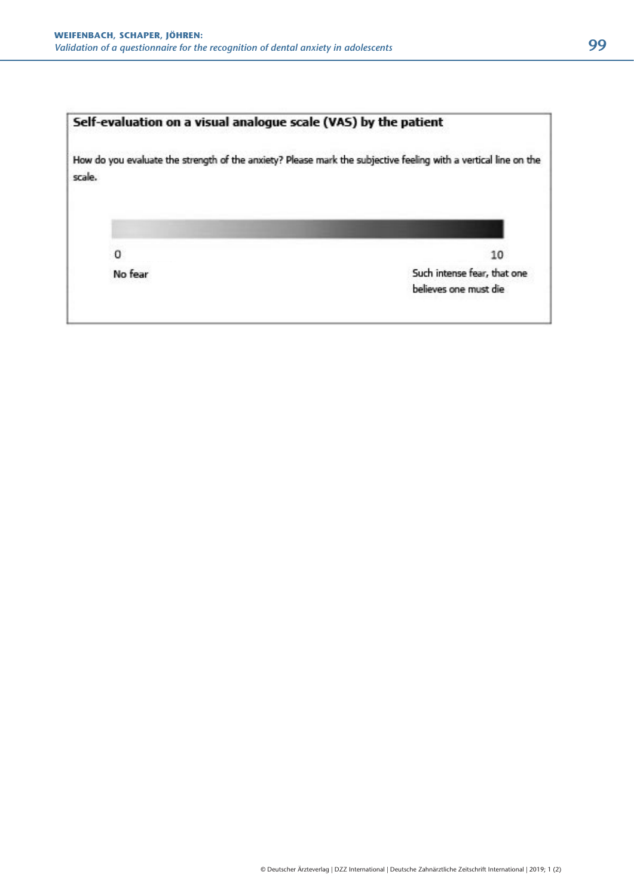**Self-evaluation on a visual analogue scale (VAS) by the patient**

How do you evaluate the strength of the anxiety? Please mark the subjective feeling with a vertical line on the scale.

0

No fear

10

Such intense fear, that one believes one must die